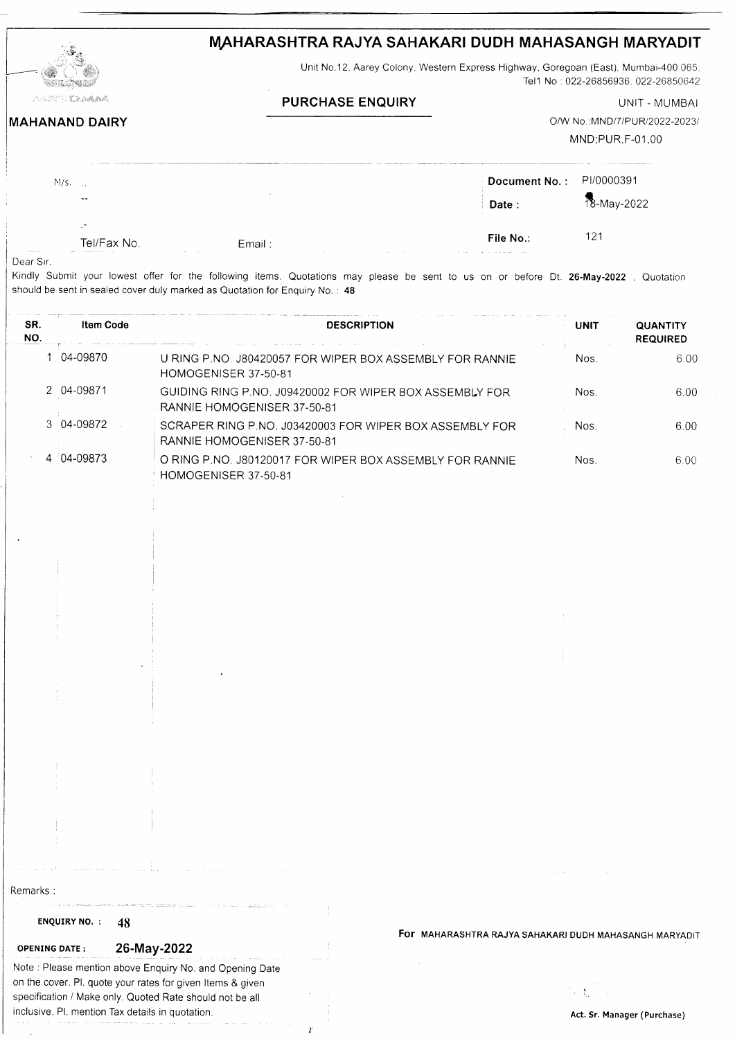# MAHARASHTRA RAJYA SAHAKARI DUDH MAHASANGH MARYADIT

Unit No.12, Aarey Colony, Western Express Highway, Goregoan (East), Mumbai-400 065.
Tel1 No : 022-26856936, 022-26850642

**MAHANAND DAIRY**

## PURCHASE ENQUIRY

UNIT - MUMBAI
O/W No.:MND/7/PUR/2022-2023/
MND;PUR,F-01,00

M/s. ..
--
.-
Tel/Fax No. Email :

**Document No. :** PI/0000391
**Date :** 18-May-2022
**File No.:** 121

Dear Sir,

Kindly Submit your lowest offer for the following items. Quotations may please be sent to us on or before Dt. **26-May-2022** , Quotation should be sent in sealed cover duly marked as Quotation for Enquiry No. : **48**

| SR. NO. | Item Code | DESCRIPTION | UNIT | QUANTITY REQUIRED |
|---|---|---|---|---|
| 1 | 04-09870 | U RING P.NO. J80420057 FOR WIPER BOX ASSEMBLY FOR RANNIE HOMOGENISER 37-50-81 | Nos. | 6.00 |
| 2 | 04-09871 | GUIDING RING P.NO. J09420002 FOR WIPER BOX ASSEMBLY FOR RANNIE HOMOGENISER 37-50-81 | Nos. | 6.00 |
| 3 | 04-09872 | SCRAPER RING P.NO. J03420003 FOR WIPER BOX ASSEMBLY FOR RANNIE HOMOGENISER 37-50-81 | Nos. | 6.00 |
| 4 | 04-09873 | O RING P.NO. J80120017 FOR WIPER BOX ASSEMBLY FOR RANNIE HOMOGENISER 37-50-81 | Nos. | 6.00 |

Remarks :

**ENQUIRY NO. :** 48

**OPENING DATE :** 26-May-2022

Note : Please mention above Enquiry No. and Opening Date on the cover. Pl. quote your rates for given Items & given specification / Make only. Quoted Rate should not be all inclusive. Pl. mention Tax details in quotation.

**For** MAHARASHTRA RAJYA SAHAKARI DUDH MAHASANGH MARYADIT

**Act. Sr. Manager (Purchase)**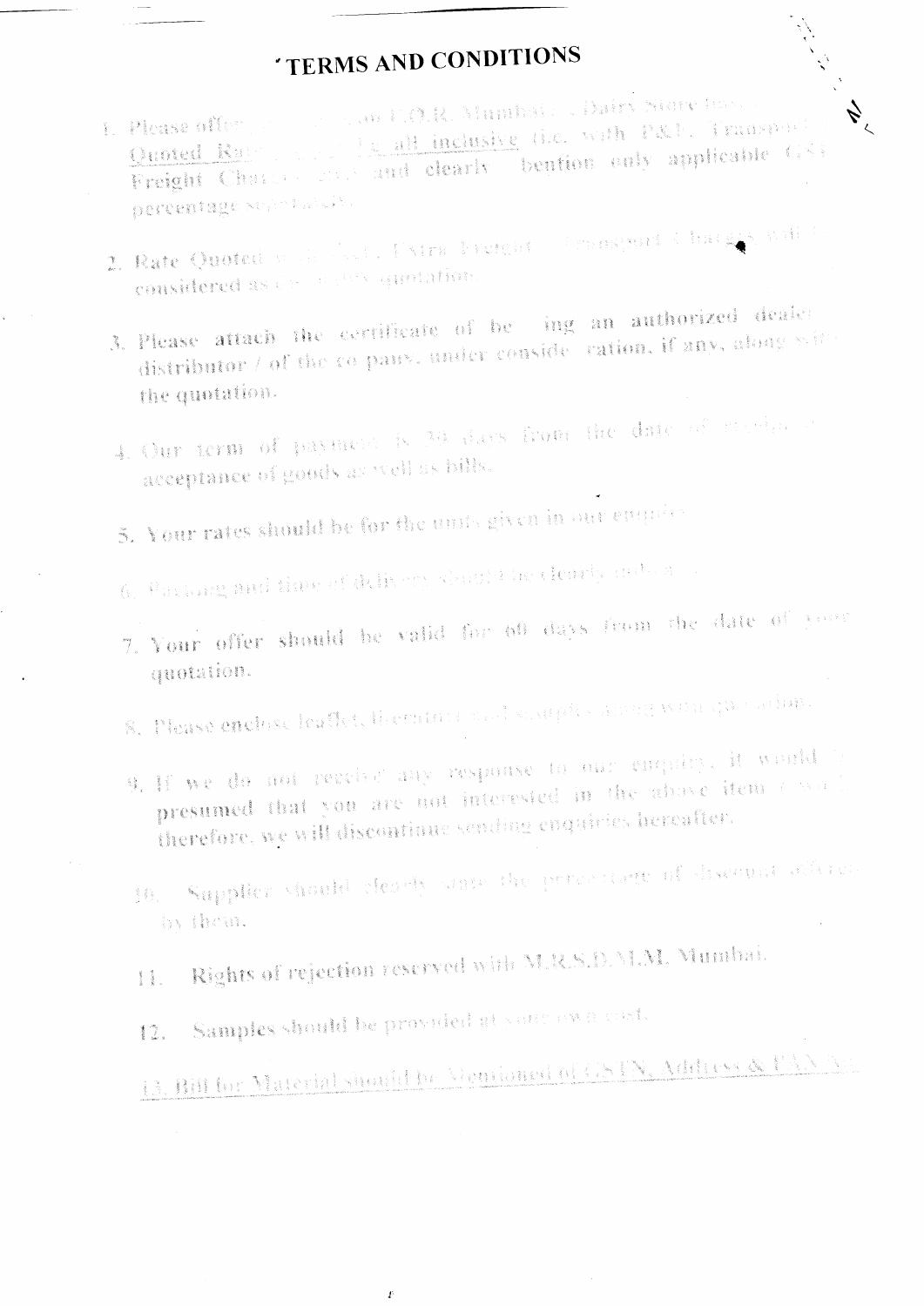# TERMS AND CONDITIONS

1. Please offer ... on F.O.R. Mumbai ... Dairy Store ... Quoted Rate ... all inclusive (i.e. with P&F, Transport, Freight Charges etc.) and clearly mention only applicable GST percentage separately.

2. Rate Quoted ... Extra Freight / Transport Charges will ... considered as ... quotation.

3. Please attach the certificate of being an authorized dealer / distributor / of the company under consideration, if any, along with the quotation.

4. Our term of payment is 30 days from the date of receipt / acceptance of goods as well as bills.

5. Your rates should be for the units given in our enquiry.

6. Packing and time of delivery should be clearly indicated.

7. Your offer should be valid for 60 days from the date of your quotation.

8. Please enclose leaflet, literature and samples along with quotation.

9. If we do not receive any response to our enquiry, it would be presumed that you are not interested in the above item ... therefore, we will discontinue sending enquiries hereafter.

10. Supplier should clearly state the percentage of discount offered by them.

11. Rights of rejection reserved with M.R.S.D.M.M. Mumbai.

12. Samples should be provided at your own cost.

13. Bill for Material should be Mentioned of GSTN, Address & PAN No.